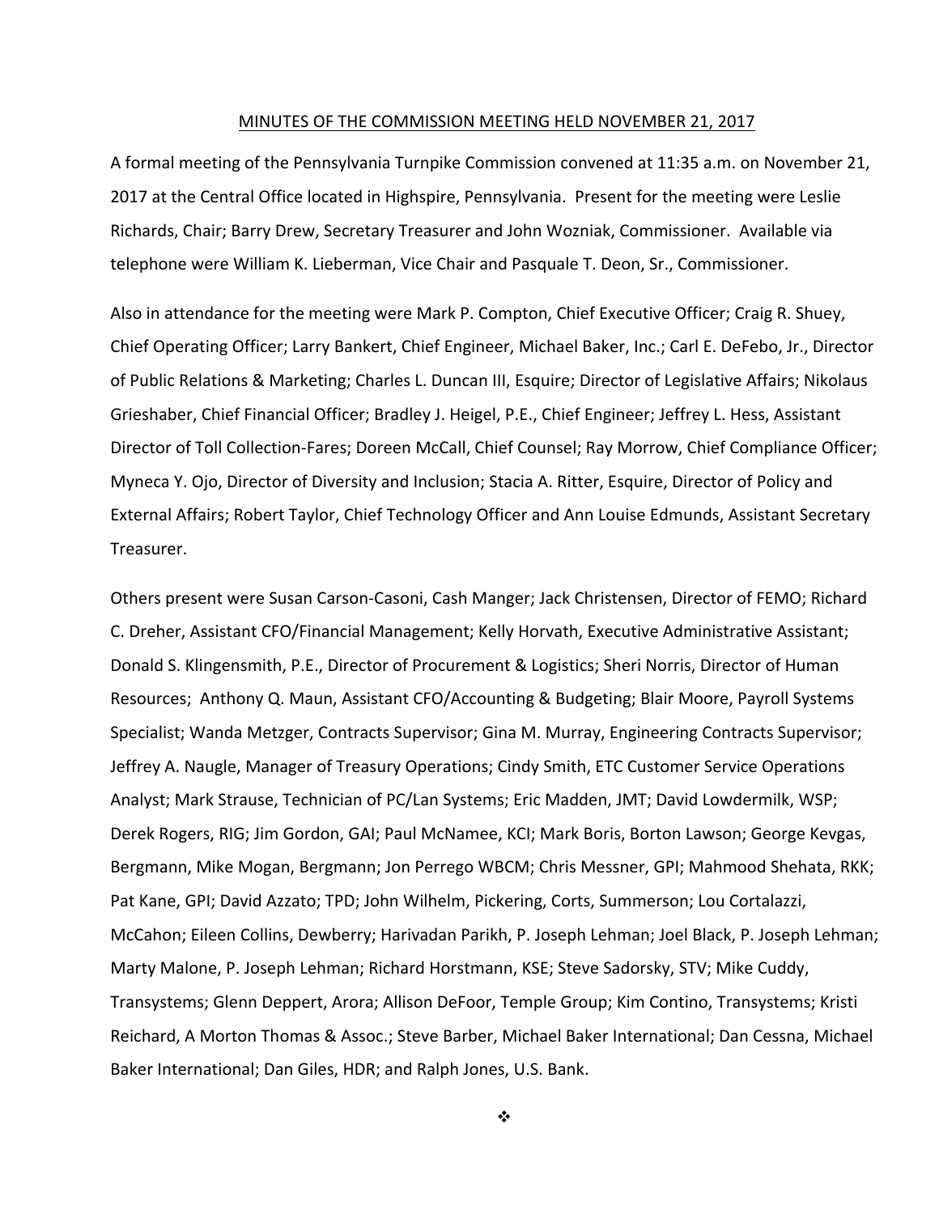MINUTES OF THE COMMISSION MEETING HELD NOVEMBER 21, 2017

A formal meeting of the Pennsylvania Turnpike Commission convened at 11:35 a.m. on November 21, 2017 at the Central Office located in Highspire, Pennsylvania. Present for the meeting were Leslie Richards, Chair; Barry Drew, Secretary Treasurer and John Wozniak, Commissioner. Available via telephone were William K. Lieberman, Vice Chair and Pasquale T. Deon, Sr., Commissioner.

Also in attendance for the meeting were Mark P. Compton, Chief Executive Officer; Craig R. Shuey, Chief Operating Officer; Larry Bankert, Chief Engineer, Michael Baker, Inc.; Carl E. DeFebo, Jr., Director of Public Relations & Marketing; Charles L. Duncan III, Esquire; Director of Legislative Affairs; Nikolaus Grieshaber, Chief Financial Officer; Bradley J. Heigel, P.E., Chief Engineer; Jeffrey L. Hess, Assistant Director of Toll Collection-Fares; Doreen McCall, Chief Counsel; Ray Morrow, Chief Compliance Officer; Myneca Y. Ojo, Director of Diversity and Inclusion; Stacia A. Ritter, Esquire, Director of Policy and External Affairs; Robert Taylor, Chief Technology Officer and Ann Louise Edmunds, Assistant Secretary Treasurer.

Others present were Susan Carson-Casoni, Cash Manger; Jack Christensen, Director of FEMO; Richard C. Dreher, Assistant CFO/Financial Management; Kelly Horvath, Executive Administrative Assistant; Donald S. Klingensmith, P.E., Director of Procurement & Logistics; Sheri Norris, Director of Human Resources; Anthony Q. Maun, Assistant CFO/Accounting & Budgeting; Blair Moore, Payroll Systems Specialist; Wanda Metzger, Contracts Supervisor; Gina M. Murray, Engineering Contracts Supervisor; Jeffrey A. Naugle, Manager of Treasury Operations; Cindy Smith, ETC Customer Service Operations Analyst; Mark Strause, Technician of PC/Lan Systems; Eric Madden, JMT; David Lowdermilk, WSP; Derek Rogers, RIG; Jim Gordon, GAI; Paul McNamee, KCI; Mark Boris, Borton Lawson; George Kevgas, Bergmann, Mike Mogan, Bergmann; Jon Perrego WBCM; Chris Messner, GPI; Mahmood Shehata, RKK; Pat Kane, GPI; David Azzato; TPD; John Wilhelm, Pickering, Corts, Summerson; Lou Cortalazzi, McCahon; Eileen Collins, Dewberry; Harivadan Parikh, P. Joseph Lehman; Joel Black, P. Joseph Lehman; Marty Malone, P. Joseph Lehman; Richard Horstmann, KSE; Steve Sadorsky, STV; Mike Cuddy, Transystems; Glenn Deppert, Arora; Allison DeFoor, Temple Group; Kim Contino, Transystems; Kristi Reichard, A Morton Thomas & Assoc.; Steve Barber, Michael Baker International; Dan Cessna, Michael Baker International; Dan Giles, HDR; and Ralph Jones, U.S. Bank.

❖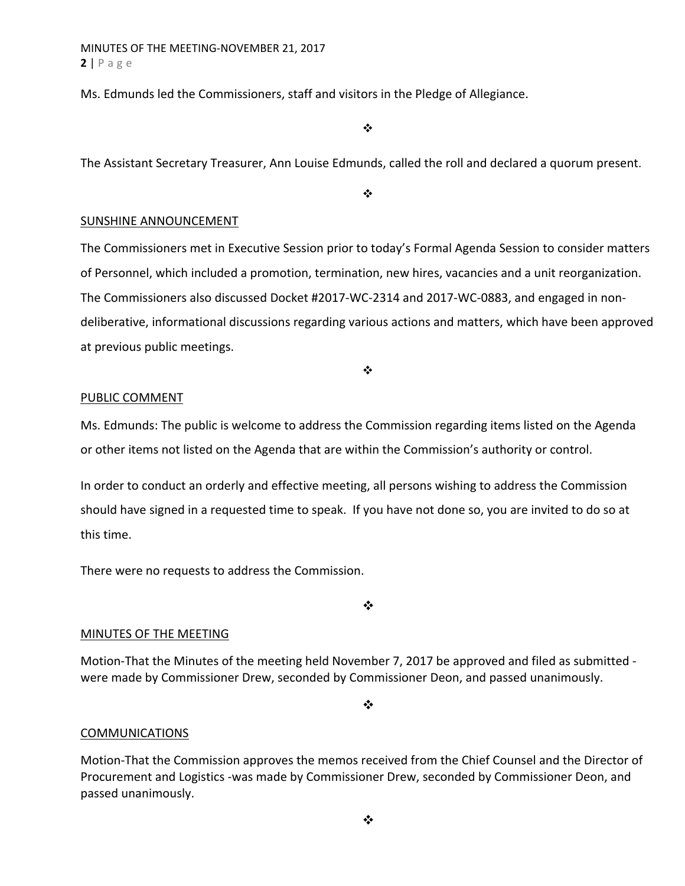Ms. Edmunds led the Commissioners, staff and visitors in the Pledge of Allegiance.

❖

The Assistant Secretary Treasurer, Ann Louise Edmunds, called the roll and declared a quorum present.

❖

## SUNSHINE ANNOUNCEMENT

The Commissioners met in Executive Session prior to today's Formal Agenda Session to consider matters of Personnel, which included a promotion, termination, new hires, vacancies and a unit reorganization. The Commissioners also discussed Docket #2017-WC-2314 and 2017-WC-0883, and engaged in non-deliberative, informational discussions regarding various actions and matters, which have been approved at previous public meetings.

❖

## PUBLIC COMMENT

Ms. Edmunds: The public is welcome to address the Commission regarding items listed on the Agenda or other items not listed on the Agenda that are within the Commission's authority or control.

In order to conduct an orderly and effective meeting, all persons wishing to address the Commission should have signed in a requested time to speak. If you have not done so, you are invited to do so at this time.

There were no requests to address the Commission.

❖

## MINUTES OF THE MEETING

Motion-That the Minutes of the meeting held November 7, 2017 be approved and filed as submitted - were made by Commissioner Drew, seconded by Commissioner Deon, and passed unanimously.

❖

## COMMUNICATIONS

Motion-That the Commission approves the memos received from the Chief Counsel and the Director of Procurement and Logistics -was made by Commissioner Drew, seconded by Commissioner Deon, and passed unanimously.

❖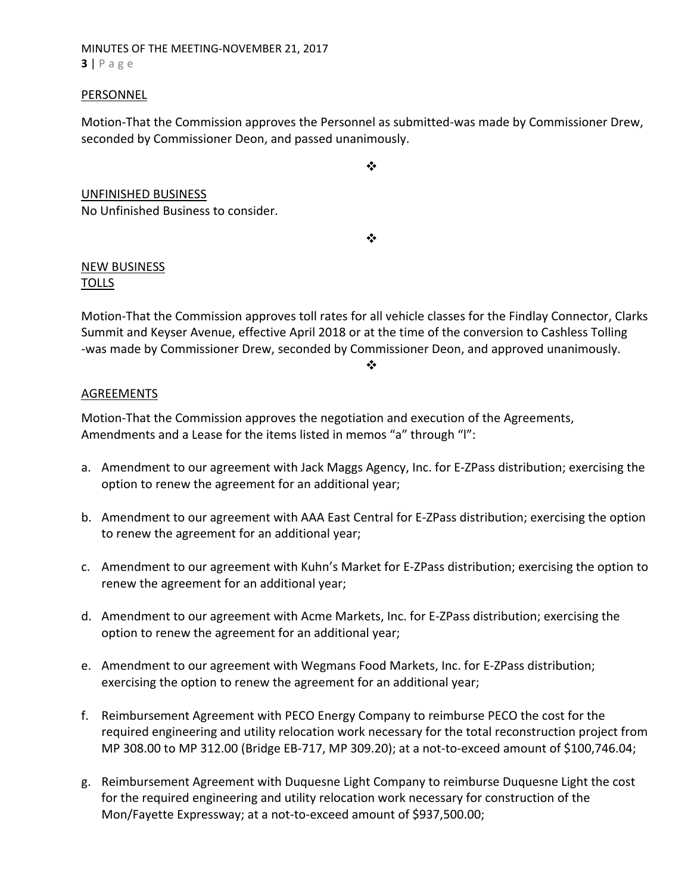PERSONNEL

Motion-That the Commission approves the Personnel as submitted-was made by Commissioner Drew, seconded by Commissioner Deon, and passed unanimously.

❖

UNFINISHED BUSINESS

No Unfinished Business to consider.

❖

NEW BUSINESS

TOLLS

Motion-That the Commission approves toll rates for all vehicle classes for the Findlay Connector, Clarks Summit and Keyser Avenue, effective April 2018 or at the time of the conversion to Cashless Tolling -was made by Commissioner Drew, seconded by Commissioner Deon, and approved unanimously.

❖

AGREEMENTS

Motion-That the Commission approves the negotiation and execution of the Agreements, Amendments and a Lease for the items listed in memos "a" through "l":

a. Amendment to our agreement with Jack Maggs Agency, Inc. for E-ZPass distribution; exercising the option to renew the agreement for an additional year;

b. Amendment to our agreement with AAA East Central for E-ZPass distribution; exercising the option to renew the agreement for an additional year;

c. Amendment to our agreement with Kuhn's Market for E-ZPass distribution; exercising the option to renew the agreement for an additional year;

d. Amendment to our agreement with Acme Markets, Inc. for E-ZPass distribution; exercising the option to renew the agreement for an additional year;

e. Amendment to our agreement with Wegmans Food Markets, Inc. for E-ZPass distribution; exercising the option to renew the agreement for an additional year;

f. Reimbursement Agreement with PECO Energy Company to reimburse PECO the cost for the required engineering and utility relocation work necessary for the total reconstruction project from MP 308.00 to MP 312.00 (Bridge EB-717, MP 309.20); at a not-to-exceed amount of $100,746.04;

g. Reimbursement Agreement with Duquesne Light Company to reimburse Duquesne Light the cost for the required engineering and utility relocation work necessary for construction of the Mon/Fayette Expressway; at a not-to-exceed amount of $937,500.00;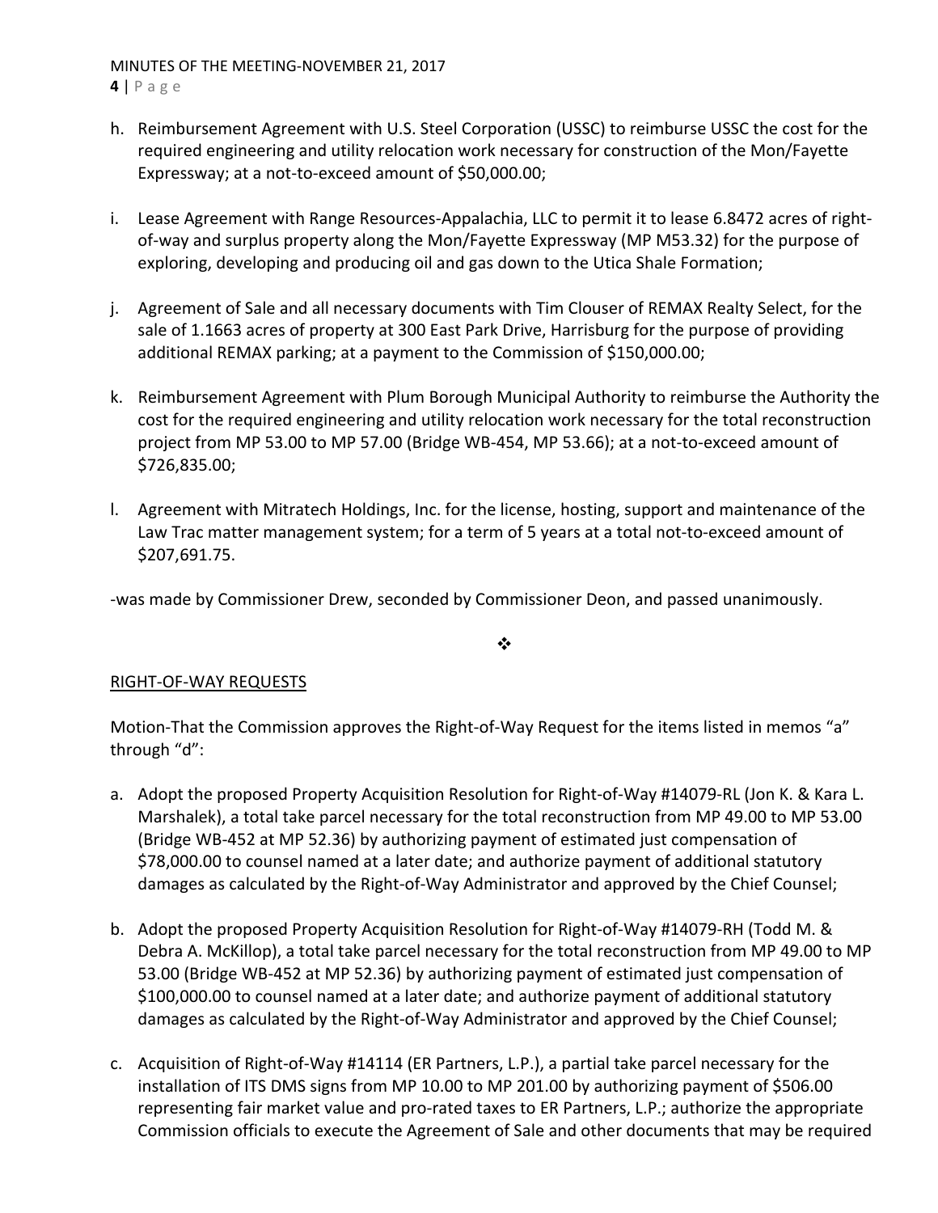h. Reimbursement Agreement with U.S. Steel Corporation (USSC) to reimburse USSC the cost for the required engineering and utility relocation work necessary for construction of the Mon/Fayette Expressway; at a not-to-exceed amount of $50,000.00;

i. Lease Agreement with Range Resources-Appalachia, LLC to permit it to lease 6.8472 acres of right-of-way and surplus property along the Mon/Fayette Expressway (MP M53.32) for the purpose of exploring, developing and producing oil and gas down to the Utica Shale Formation;

j. Agreement of Sale and all necessary documents with Tim Clouser of REMAX Realty Select, for the sale of 1.1663 acres of property at 300 East Park Drive, Harrisburg for the purpose of providing additional REMAX parking; at a payment to the Commission of $150,000.00;

k. Reimbursement Agreement with Plum Borough Municipal Authority to reimburse the Authority the cost for the required engineering and utility relocation work necessary for the total reconstruction project from MP 53.00 to MP 57.00 (Bridge WB-454, MP 53.66); at a not-to-exceed amount of $726,835.00;

l. Agreement with Mitratech Holdings, Inc. for the license, hosting, support and maintenance of the Law Trac matter management system; for a term of 5 years at a total not-to-exceed amount of $207,691.75.

-was made by Commissioner Drew, seconded by Commissioner Deon, and passed unanimously.

❖

RIGHT-OF-WAY REQUESTS

Motion-That the Commission approves the Right-of-Way Request for the items listed in memos "a" through "d":

a. Adopt the proposed Property Acquisition Resolution for Right-of-Way #14079-RL (Jon K. & Kara L. Marshalek), a total take parcel necessary for the total reconstruction from MP 49.00 to MP 53.00 (Bridge WB-452 at MP 52.36) by authorizing payment of estimated just compensation of $78,000.00 to counsel named at a later date; and authorize payment of additional statutory damages as calculated by the Right-of-Way Administrator and approved by the Chief Counsel;

b. Adopt the proposed Property Acquisition Resolution for Right-of-Way #14079-RH (Todd M. & Debra A. McKillop), a total take parcel necessary for the total reconstruction from MP 49.00 to MP 53.00 (Bridge WB-452 at MP 52.36) by authorizing payment of estimated just compensation of $100,000.00 to counsel named at a later date; and authorize payment of additional statutory damages as calculated by the Right-of-Way Administrator and approved by the Chief Counsel;

c. Acquisition of Right-of-Way #14114 (ER Partners, L.P.), a partial take parcel necessary for the installation of ITS DMS signs from MP 10.00 to MP 201.00 by authorizing payment of $506.00 representing fair market value and pro-rated taxes to ER Partners, L.P.; authorize the appropriate Commission officials to execute the Agreement of Sale and other documents that may be required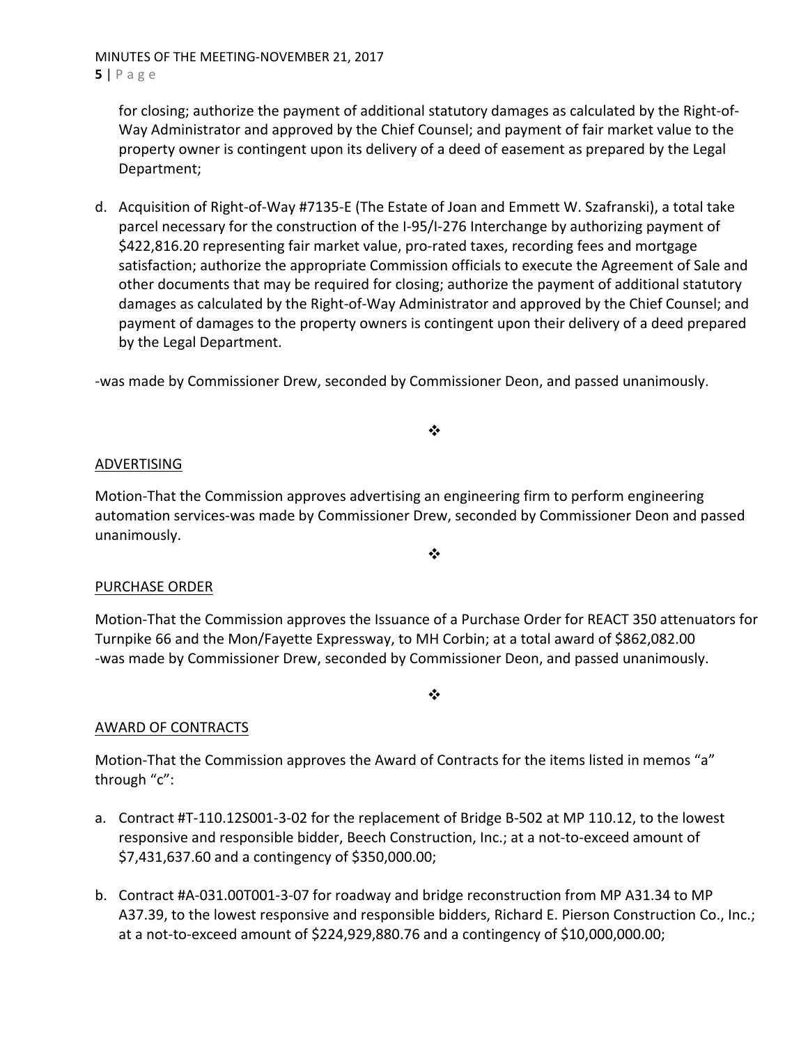for closing; authorize the payment of additional statutory damages as calculated by the Right-of-Way Administrator and approved by the Chief Counsel; and payment of fair market value to the property owner is contingent upon its delivery of a deed of easement as prepared by the Legal Department;

d. Acquisition of Right-of-Way #7135-E (The Estate of Joan and Emmett W. Szafranski), a total take parcel necessary for the construction of the I-95/I-276 Interchange by authorizing payment of $422,816.20 representing fair market value, pro-rated taxes, recording fees and mortgage satisfaction; authorize the appropriate Commission officials to execute the Agreement of Sale and other documents that may be required for closing; authorize the payment of additional statutory damages as calculated by the Right-of-Way Administrator and approved by the Chief Counsel; and payment of damages to the property owners is contingent upon their delivery of a deed prepared by the Legal Department.

-was made by Commissioner Drew, seconded by Commissioner Deon, and passed unanimously.

❖

ADVERTISING

Motion-That the Commission approves advertising an engineering firm to perform engineering automation services-was made by Commissioner Drew, seconded by Commissioner Deon and passed unanimously.

❖

PURCHASE ORDER

Motion-That the Commission approves the Issuance of a Purchase Order for REACT 350 attenuators for Turnpike 66 and the Mon/Fayette Expressway, to MH Corbin; at a total award of $862,082.00
-was made by Commissioner Drew, seconded by Commissioner Deon, and passed unanimously.

❖

AWARD OF CONTRACTS

Motion-That the Commission approves the Award of Contracts for the items listed in memos "a" through "c":

a. Contract #T-110.12S001-3-02 for the replacement of Bridge B-502 at MP 110.12, to the lowest responsive and responsible bidder, Beech Construction, Inc.; at a not-to-exceed amount of $7,431,637.60 and a contingency of $350,000.00;

b. Contract #A-031.00T001-3-07 for roadway and bridge reconstruction from MP A31.34 to MP A37.39, to the lowest responsive and responsible bidders, Richard E. Pierson Construction Co., Inc.; at a not-to-exceed amount of $224,929,880.76 and a contingency of $10,000,000.00;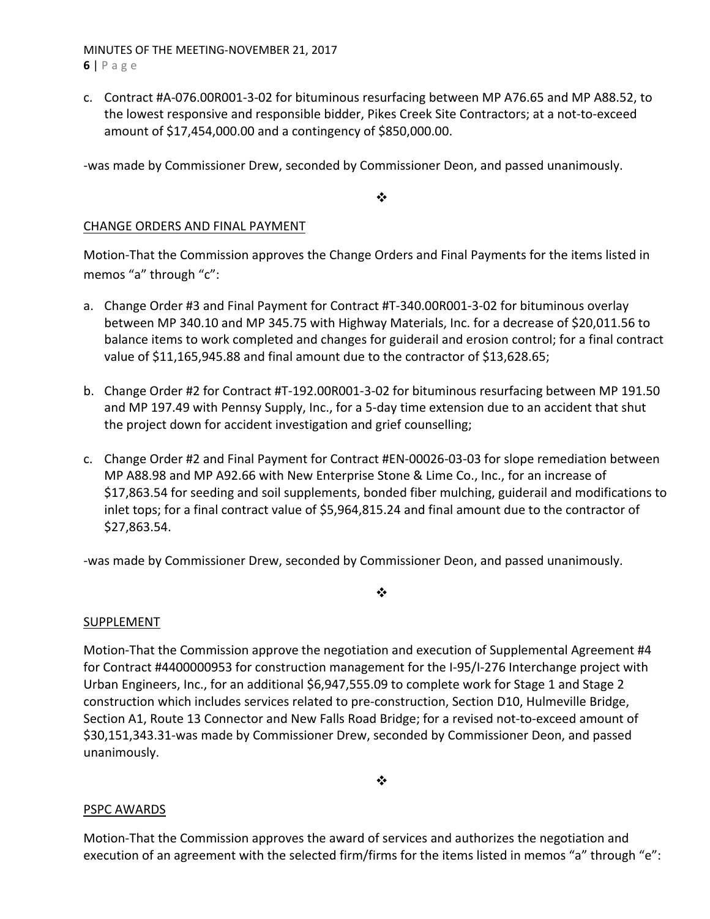c. Contract #A-076.00R001-3-02 for bituminous resurfacing between MP A76.65 and MP A88.52, to the lowest responsive and responsible bidder, Pikes Creek Site Contractors; at a not-to-exceed amount of $17,454,000.00 and a contingency of $850,000.00.

-was made by Commissioner Drew, seconded by Commissioner Deon, and passed unanimously.

❖

CHANGE ORDERS AND FINAL PAYMENT

Motion-That the Commission approves the Change Orders and Final Payments for the items listed in memos "a" through "c":

a. Change Order #3 and Final Payment for Contract #T-340.00R001-3-02 for bituminous overlay between MP 340.10 and MP 345.75 with Highway Materials, Inc. for a decrease of $20,011.56 to balance items to work completed and changes for guiderail and erosion control; for a final contract value of $11,165,945.88 and final amount due to the contractor of $13,628.65;

b. Change Order #2 for Contract #T-192.00R001-3-02 for bituminous resurfacing between MP 191.50 and MP 197.49 with Pennsy Supply, Inc., for a 5-day time extension due to an accident that shut the project down for accident investigation and grief counselling;

c. Change Order #2 and Final Payment for Contract #EN-00026-03-03 for slope remediation between MP A88.98 and MP A92.66 with New Enterprise Stone & Lime Co., Inc., for an increase of $17,863.54 for seeding and soil supplements, bonded fiber mulching, guiderail and modifications to inlet tops; for a final contract value of $5,964,815.24 and final amount due to the contractor of $27,863.54.

-was made by Commissioner Drew, seconded by Commissioner Deon, and passed unanimously.

❖

SUPPLEMENT

Motion-That the Commission approve the negotiation and execution of Supplemental Agreement #4 for Contract #4400000953 for construction management for the I-95/I-276 Interchange project with Urban Engineers, Inc., for an additional $6,947,555.09 to complete work for Stage 1 and Stage 2 construction which includes services related to pre-construction, Section D10, Hulmeville Bridge, Section A1, Route 13 Connector and New Falls Road Bridge; for a revised not-to-exceed amount of $30,151,343.31-was made by Commissioner Drew, seconded by Commissioner Deon, and passed unanimously.

❖

PSPC AWARDS

Motion-That the Commission approves the award of services and authorizes the negotiation and execution of an agreement with the selected firm/firms for the items listed in memos "a" through "e":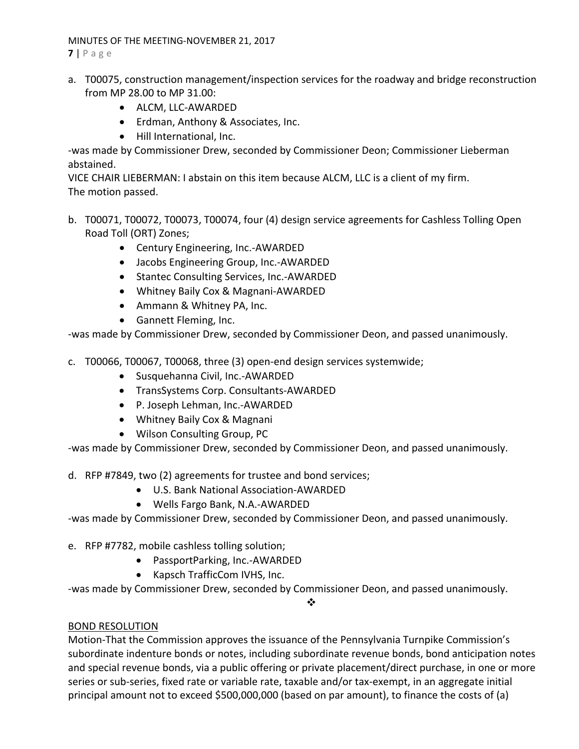a. T00075, construction management/inspection services for the roadway and bridge reconstruction from MP 28.00 to MP 31.00:
   - ALCM, LLC-AWARDED
   - Erdman, Anthony & Associates, Inc.
   - Hill International, Inc.

-was made by Commissioner Drew, seconded by Commissioner Deon; Commissioner Lieberman abstained.

VICE CHAIR LIEBERMAN: I abstain on this item because ALCM, LLC is a client of my firm.

The motion passed.

b. T00071, T00072, T00073, T00074, four (4) design service agreements for Cashless Tolling Open Road Toll (ORT) Zones;
   - Century Engineering, Inc.-AWARDED
   - Jacobs Engineering Group, Inc.-AWARDED
   - Stantec Consulting Services, Inc.-AWARDED
   - Whitney Baily Cox & Magnani-AWARDED
   - Ammann & Whitney PA, Inc.
   - Gannett Fleming, Inc.

-was made by Commissioner Drew, seconded by Commissioner Deon, and passed unanimously.

c. T00066, T00067, T00068, three (3) open-end design services systemwide;
   - Susquehanna Civil, Inc.-AWARDED
   - TransSystems Corp. Consultants-AWARDED
   - P. Joseph Lehman, Inc.-AWARDED
   - Whitney Baily Cox & Magnani
   - Wilson Consulting Group, PC

-was made by Commissioner Drew, seconded by Commissioner Deon, and passed unanimously.

d. RFP #7849, two (2) agreements for trustee and bond services;
   - U.S. Bank National Association-AWARDED
   - Wells Fargo Bank, N.A.-AWARDED

-was made by Commissioner Drew, seconded by Commissioner Deon, and passed unanimously.

e. RFP #7782, mobile cashless tolling solution;
   - PassportParking, Inc.-AWARDED
   - Kapsch TrafficCom IVHS, Inc.

-was made by Commissioner Drew, seconded by Commissioner Deon, and passed unanimously.

❖

<u>BOND RESOLUTION</u>

Motion-That the Commission approves the issuance of the Pennsylvania Turnpike Commission's subordinate indenture bonds or notes, including subordinate revenue bonds, bond anticipation notes and special revenue bonds, via a public offering or private placement/direct purchase, in one or more series or sub-series, fixed rate or variable rate, taxable and/or tax-exempt, in an aggregate initial principal amount not to exceed $500,000,000 (based on par amount), to finance the costs of (a)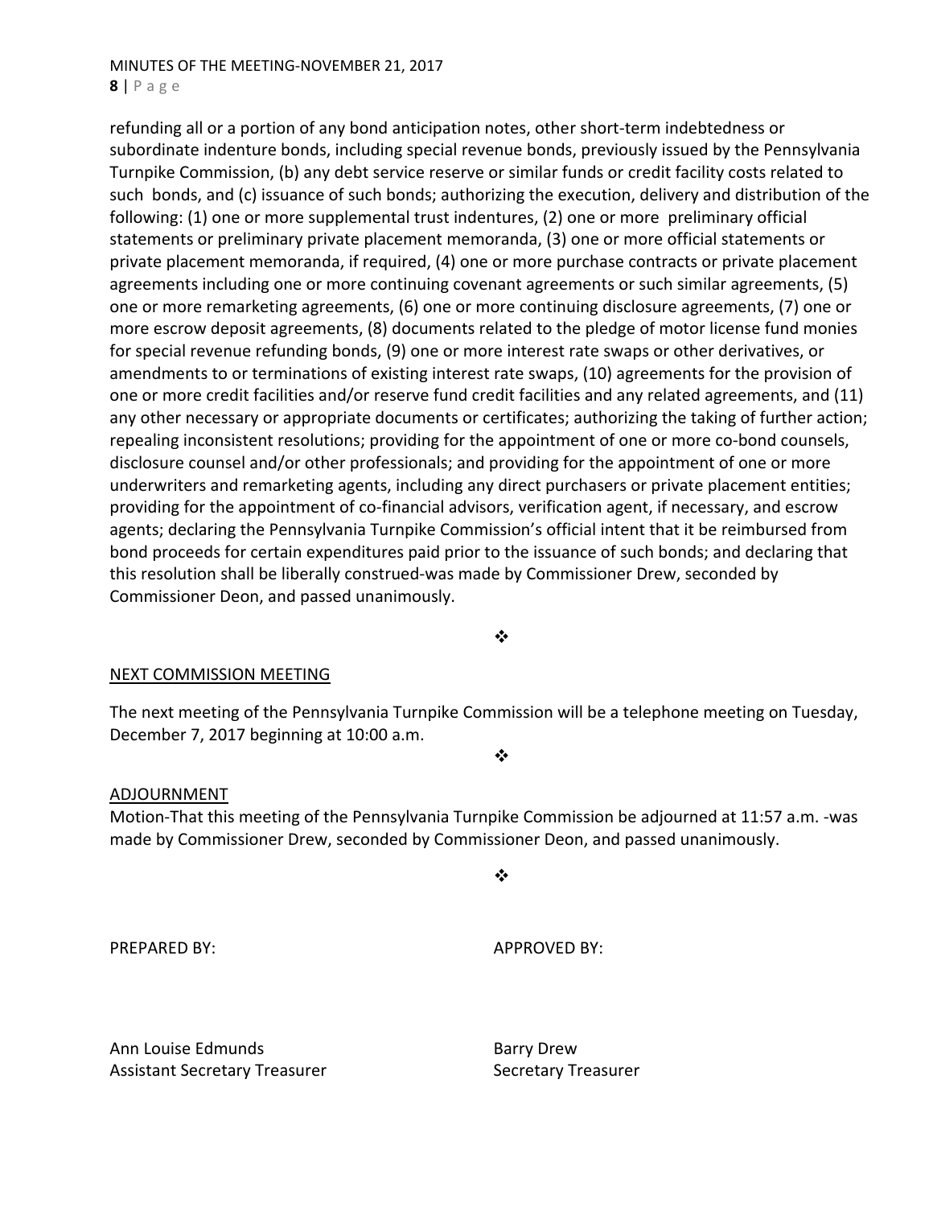refunding all or a portion of any bond anticipation notes, other short-term indebtedness or subordinate indenture bonds, including special revenue bonds, previously issued by the Pennsylvania Turnpike Commission, (b) any debt service reserve or similar funds or credit facility costs related to such bonds, and (c) issuance of such bonds; authorizing the execution, delivery and distribution of the following: (1) one or more supplemental trust indentures, (2) one or more preliminary official statements or preliminary private placement memoranda, (3) one or more official statements or private placement memoranda, if required, (4) one or more purchase contracts or private placement agreements including one or more continuing covenant agreements or such similar agreements, (5) one or more remarketing agreements, (6) one or more continuing disclosure agreements, (7) one or more escrow deposit agreements, (8) documents related to the pledge of motor license fund monies for special revenue refunding bonds, (9) one or more interest rate swaps or other derivatives, or amendments to or terminations of existing interest rate swaps, (10) agreements for the provision of one or more credit facilities and/or reserve fund credit facilities and any related agreements, and (11) any other necessary or appropriate documents or certificates; authorizing the taking of further action; repealing inconsistent resolutions; providing for the appointment of one or more co-bond counsels, disclosure counsel and/or other professionals; and providing for the appointment of one or more underwriters and remarketing agents, including any direct purchasers or private placement entities; providing for the appointment of co-financial advisors, verification agent, if necessary, and escrow agents; declaring the Pennsylvania Turnpike Commission's official intent that it be reimbursed from bond proceeds for certain expenditures paid prior to the issuance of such bonds; and declaring that this resolution shall be liberally construed-was made by Commissioner Drew, seconded by Commissioner Deon, and passed unanimously.

❖

NEXT COMMISSION MEETING

The next meeting of the Pennsylvania Turnpike Commission will be a telephone meeting on Tuesday, December 7, 2017 beginning at 10:00 a.m.

❖

ADJOURNMENT

Motion-That this meeting of the Pennsylvania Turnpike Commission be adjourned at 11:57 a.m. -was made by Commissioner Drew, seconded by Commissioner Deon, and passed unanimously.

❖

PREPARED BY: APPROVED BY:

Ann Louise Edmunds
Assistant Secretary Treasurer

Barry Drew
Secretary Treasurer